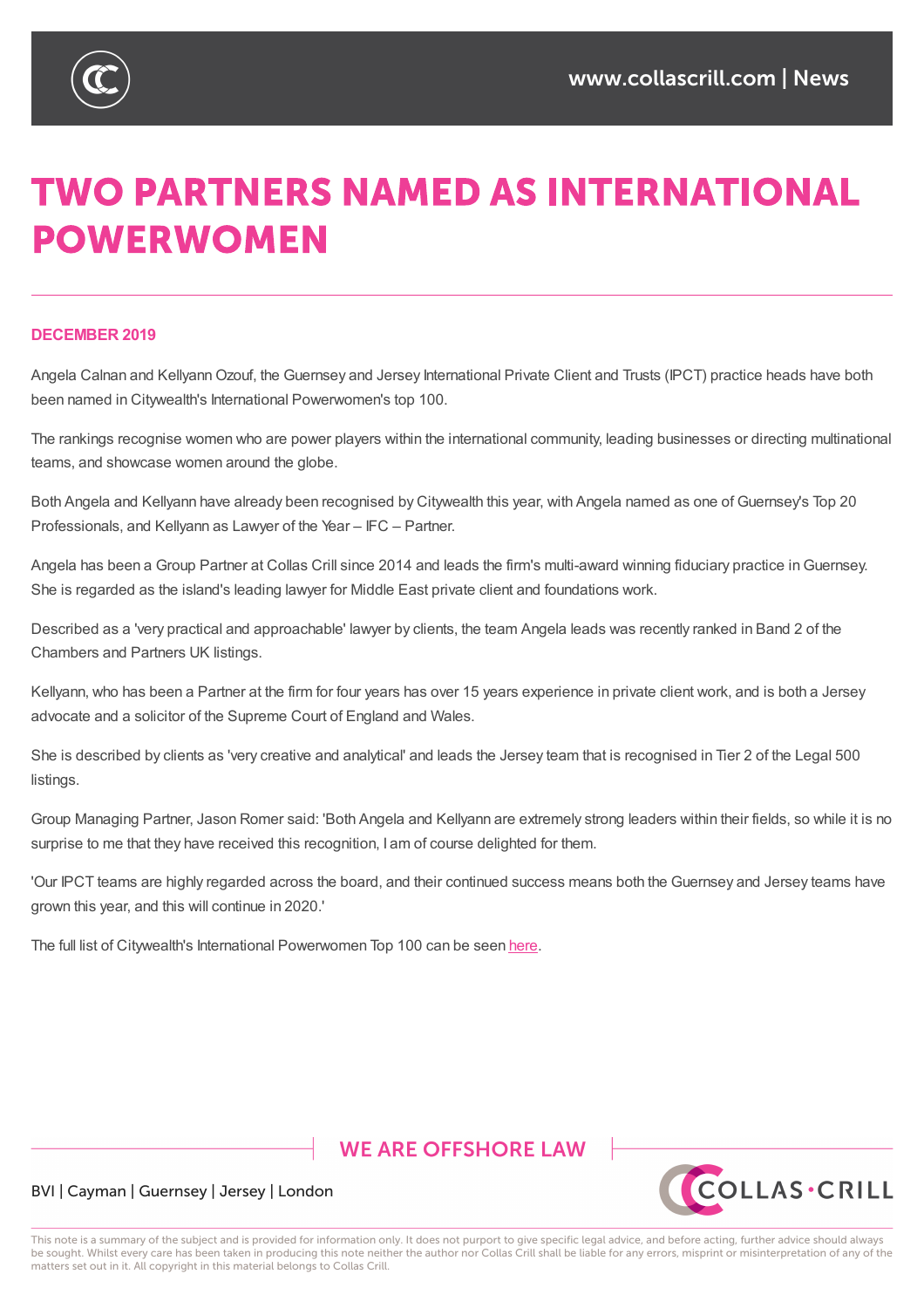# TWO PARTNERS NAMED AS INTERNATIONAL POWERWOMEN

**DECEMBER 2019**

Angela Calnan and Kellyann Ozouf, the Guernsey and Jersey International Private Client and Trusts (IPCT) practice heads have both been named in Citywealth's International Powerwomen's top 100.

The rankings recognise women who are power players within the international community, leading businesses or directing multinational teams, and showcase women around the globe.

Both Angela and Kellyann have already been recognised by Citywealth this year, with Angela named as one of Guernsey's Top 20 Professionals, and Kellyann as Lawyer of the Year – IFC – Partner.

Angela has been a Group Partner at Collas Crill since 2014 and leads the firm's multi-award winning fiduciary practice in Guernsey. She is regarded as the island's leading lawyer for Middle East private client and foundations work.

Described as a 'very practical and approachable' lawyer by clients, the team Angela leads was recently ranked in Band 2 of the Chambers and Partners UK listings.

Kellyann, who has been a Partner at the firm for four years has over 15 years experience in private client work, and is both a Jersey advocate and a solicitor of the Supreme Court of England and Wales.

She is described by clients as 'very creative and analytical' and leads the Jersey team that is recognised in Tier 2 of the Legal 500 listings.

Group Managing Partner, Jason Romer said: 'Both Angela and Kellyann are extremely strong leaders within their fields, so while it is no surprise to me that they have received this recognition, I am of course delighted for them.

'Our IPCT teams are highly regarded across the board, and their continued success means both the Guernsey and Jersey teams have grown this year, and this will continue in 2020.'

The full list of Citywealth's International Powerwomen Top 100 can be seen here.

WE ARE OFFSHORE LAW

BVI | Cayman | Guernsey | Jersey | London

This note is a summary of the subject and is provided for information only. It does not purport to give specific legal advice, and before acting, further advice should always be sought. Whilst every care has been taken in producing this note neither the author nor Collas Crill shall be liable for any errors, misprint or misinterpretation of any of the matters set out in it. All copyright in this material belongs to Collas Crill.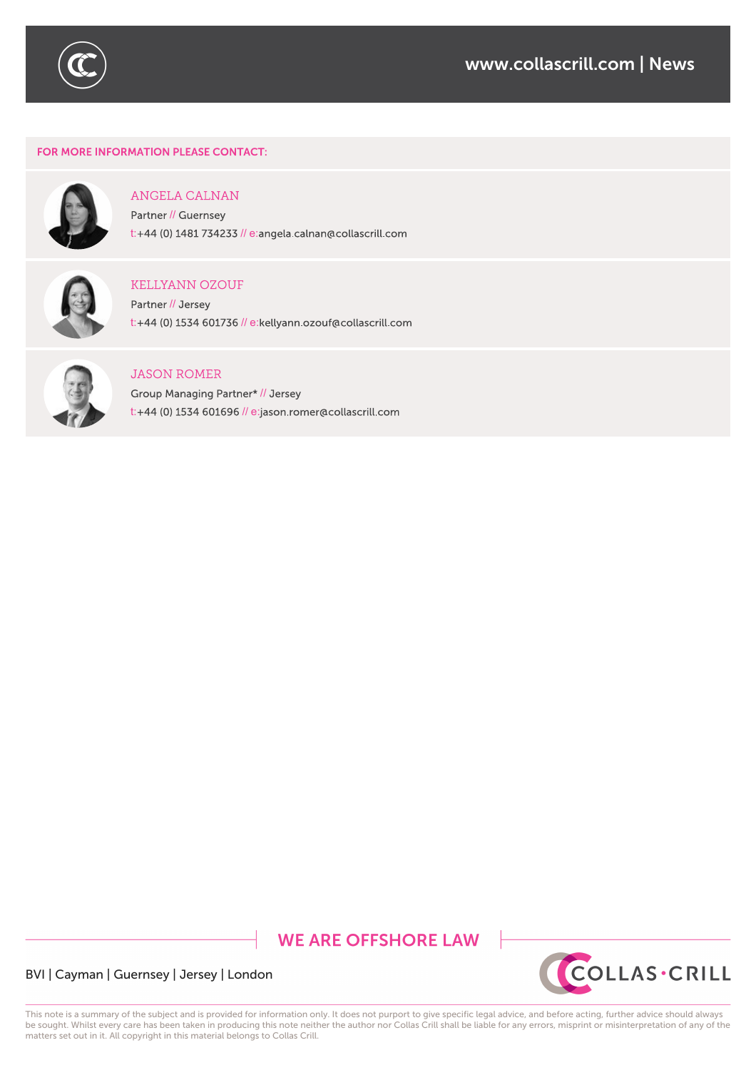**FOR MORE INFORMATION PLEASE CONTACT:**

**ANGELA CALNAN**
Partner // Guernsey
t:+44 (0) 1481 734233 // e:angela.calnan@collascrill.com

**KELLYANN OZOUF**
Partner // Jersey
t:+44 (0) 1534 601736 // e:kellyann.ozouf@collascrill.com

**JASON ROMER**
Group Managing Partner* // Jersey
t:+44 (0) 1534 601696 // e:jason.romer@collascrill.com

**WE ARE OFFSHORE LAW**

BVI | Cayman | Guernsey | Jersey | London

This note is a summary of the subject and is provided for information only. It does not purport to give specific legal advice, and before acting, further advice should always be sought. Whilst every care has been taken in producing this note neither the author nor Collas Crill shall be liable for any errors, misprint or misinterpretation of any of the matters set out in it. All copyright in this material belongs to Collas Crill.